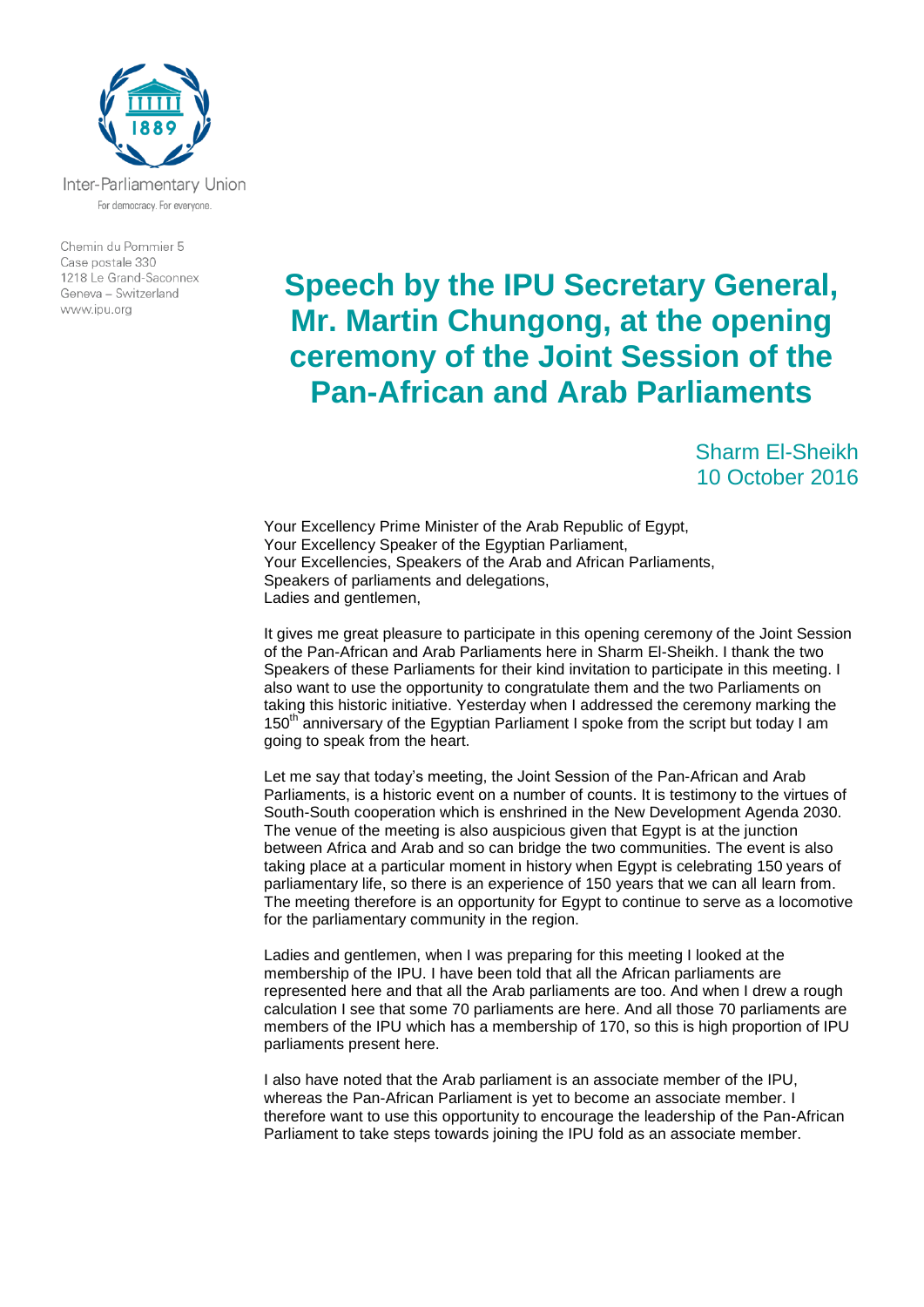Inter-Parliamentary Union

For democracy. For everyone.

Chemin du Pommier 5
Case postale 330
1218 Le Grand-Saconnex
Geneva – Switzerland
www.ipu.org

# Speech by the IPU Secretary General, Mr. Martin Chungong, at the opening ceremony of the Joint Session of the Pan-African and Arab Parliaments

Sharm El-Sheikh
10 October 2016

Your Excellency Prime Minister of the Arab Republic of Egypt,
Your Excellency Speaker of the Egyptian Parliament,
Your Excellencies, Speakers of the Arab and African Parliaments,
Speakers of parliaments and delegations,
Ladies and gentlemen,

It gives me great pleasure to participate in this opening ceremony of the Joint Session of the Pan-African and Arab Parliaments here in Sharm El-Sheikh. I thank the two Speakers of these Parliaments for their kind invitation to participate in this meeting. I also want to use the opportunity to congratulate them and the two Parliaments on taking this historic initiative. Yesterday when I addressed the ceremony marking the 150th anniversary of the Egyptian Parliament I spoke from the script but today I am going to speak from the heart.

Let me say that today's meeting, the Joint Session of the Pan-African and Arab Parliaments, is a historic event on a number of counts. It is testimony to the virtues of South-South cooperation which is enshrined in the New Development Agenda 2030. The venue of the meeting is also auspicious given that Egypt is at the junction between Africa and Arab and so can bridge the two communities. The event is also taking place at a particular moment in history when Egypt is celebrating 150 years of parliamentary life, so there is an experience of 150 years that we can all learn from. The meeting therefore is an opportunity for Egypt to continue to serve as a locomotive for the parliamentary community in the region.

Ladies and gentlemen, when I was preparing for this meeting I looked at the membership of the IPU. I have been told that all the African parliaments are represented here and that all the Arab parliaments are too. And when I drew a rough calculation I see that some 70 parliaments are here. And all those 70 parliaments are members of the IPU which has a membership of 170, so this is high proportion of IPU parliaments present here.

I also have noted that the Arab parliament is an associate member of the IPU, whereas the Pan-African Parliament is yet to become an associate member. I therefore want to use this opportunity to encourage the leadership of the Pan-African Parliament to take steps towards joining the IPU fold as an associate member.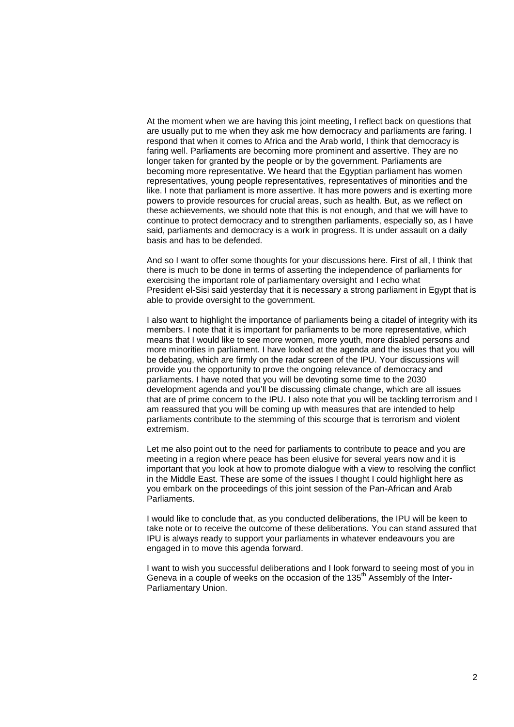At the moment when we are having this joint meeting, I reflect back on questions that are usually put to me when they ask me how democracy and parliaments are faring. I respond that when it comes to Africa and the Arab world, I think that democracy is faring well. Parliaments are becoming more prominent and assertive. They are no longer taken for granted by the people or by the government. Parliaments are becoming more representative. We heard that the Egyptian parliament has women representatives, young people representatives, representatives of minorities and the like. I note that parliament is more assertive. It has more powers and is exerting more powers to provide resources for crucial areas, such as health. But, as we reflect on these achievements, we should note that this is not enough, and that we will have to continue to protect democracy and to strengthen parliaments, especially so, as I have said, parliaments and democracy is a work in progress. It is under assault on a daily basis and has to be defended.

And so I want to offer some thoughts for your discussions here. First of all, I think that there is much to be done in terms of asserting the independence of parliaments for exercising the important role of parliamentary oversight and I echo what President el-Sisi said yesterday that it is necessary a strong parliament in Egypt that is able to provide oversight to the government.

I also want to highlight the importance of parliaments being a citadel of integrity with its members. I note that it is important for parliaments to be more representative, which means that I would like to see more women, more youth, more disabled persons and more minorities in parliament. I have looked at the agenda and the issues that you will be debating, which are firmly on the radar screen of the IPU. Your discussions will provide you the opportunity to prove the ongoing relevance of democracy and parliaments. I have noted that you will be devoting some time to the 2030 development agenda and you'll be discussing climate change, which are all issues that are of prime concern to the IPU. I also note that you will be tackling terrorism and I am reassured that you will be coming up with measures that are intended to help parliaments contribute to the stemming of this scourge that is terrorism and violent extremism.

Let me also point out to the need for parliaments to contribute to peace and you are meeting in a region where peace has been elusive for several years now and it is important that you look at how to promote dialogue with a view to resolving the conflict in the Middle East. These are some of the issues I thought I could highlight here as you embark on the proceedings of this joint session of the Pan-African and Arab Parliaments.

I would like to conclude that, as you conducted deliberations, the IPU will be keen to take note or to receive the outcome of these deliberations. You can stand assured that IPU is always ready to support your parliaments in whatever endeavours you are engaged in to move this agenda forward.

I want to wish you successful deliberations and I look forward to seeing most of you in Geneva in a couple of weeks on the occasion of the 135$^{th}$ Assembly of the Inter-Parliamentary Union.